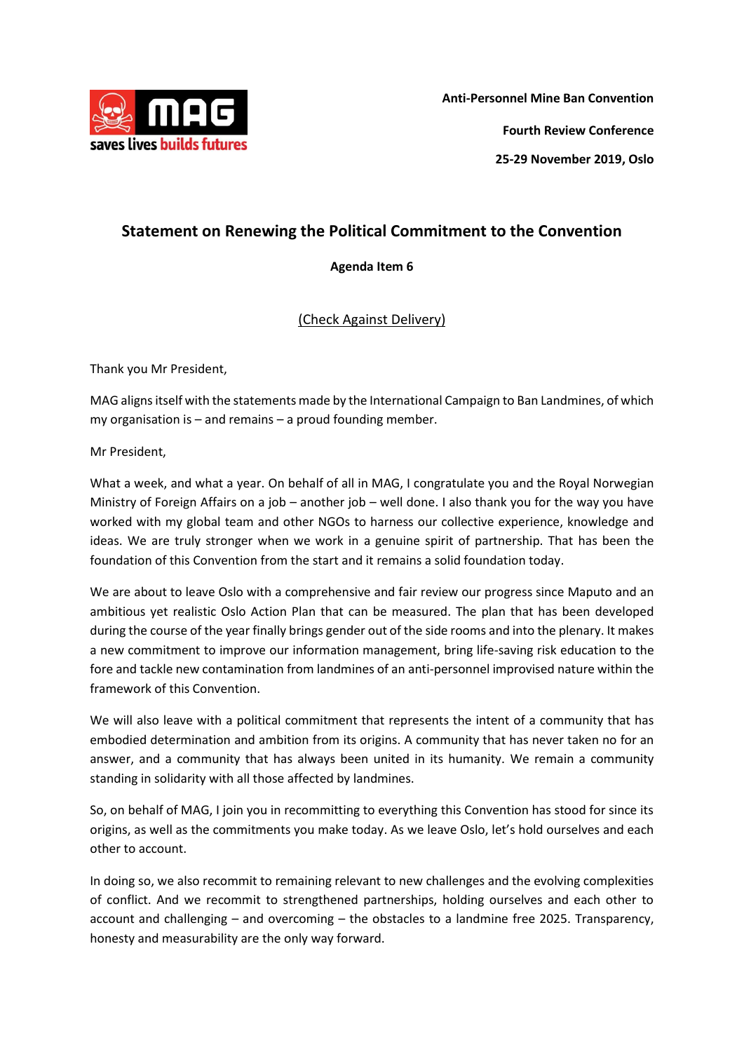MAG saves lives builds futures

**Anti-Personnel Mine Ban Convention**

**Fourth Review Conference**

**25-29 November 2019, Oslo**

## Statement on Renewing the Political Commitment to the Convention

**Agenda Item 6**

(Check Against Delivery)

Thank you Mr President,

MAG aligns itself with the statements made by the International Campaign to Ban Landmines, of which my organisation is – and remains – a proud founding member.

Mr President,

What a week, and what a year. On behalf of all in MAG, I congratulate you and the Royal Norwegian Ministry of Foreign Affairs on a job – another job – well done. I also thank you for the way you have worked with my global team and other NGOs to harness our collective experience, knowledge and ideas. We are truly stronger when we work in a genuine spirit of partnership. That has been the foundation of this Convention from the start and it remains a solid foundation today.

We are about to leave Oslo with a comprehensive and fair review our progress since Maputo and an ambitious yet realistic Oslo Action Plan that can be measured. The plan that has been developed during the course of the year finally brings gender out of the side rooms and into the plenary. It makes a new commitment to improve our information management, bring life-saving risk education to the fore and tackle new contamination from landmines of an anti-personnel improvised nature within the framework of this Convention.

We will also leave with a political commitment that represents the intent of a community that has embodied determination and ambition from its origins. A community that has never taken no for an answer, and a community that has always been united in its humanity. We remain a community standing in solidarity with all those affected by landmines.

So, on behalf of MAG, I join you in recommitting to everything this Convention has stood for since its origins, as well as the commitments you make today. As we leave Oslo, let's hold ourselves and each other to account.

In doing so, we also recommit to remaining relevant to new challenges and the evolving complexities of conflict. And we recommit to strengthened partnerships, holding ourselves and each other to account and challenging – and overcoming – the obstacles to a landmine free 2025. Transparency, honesty and measurability are the only way forward.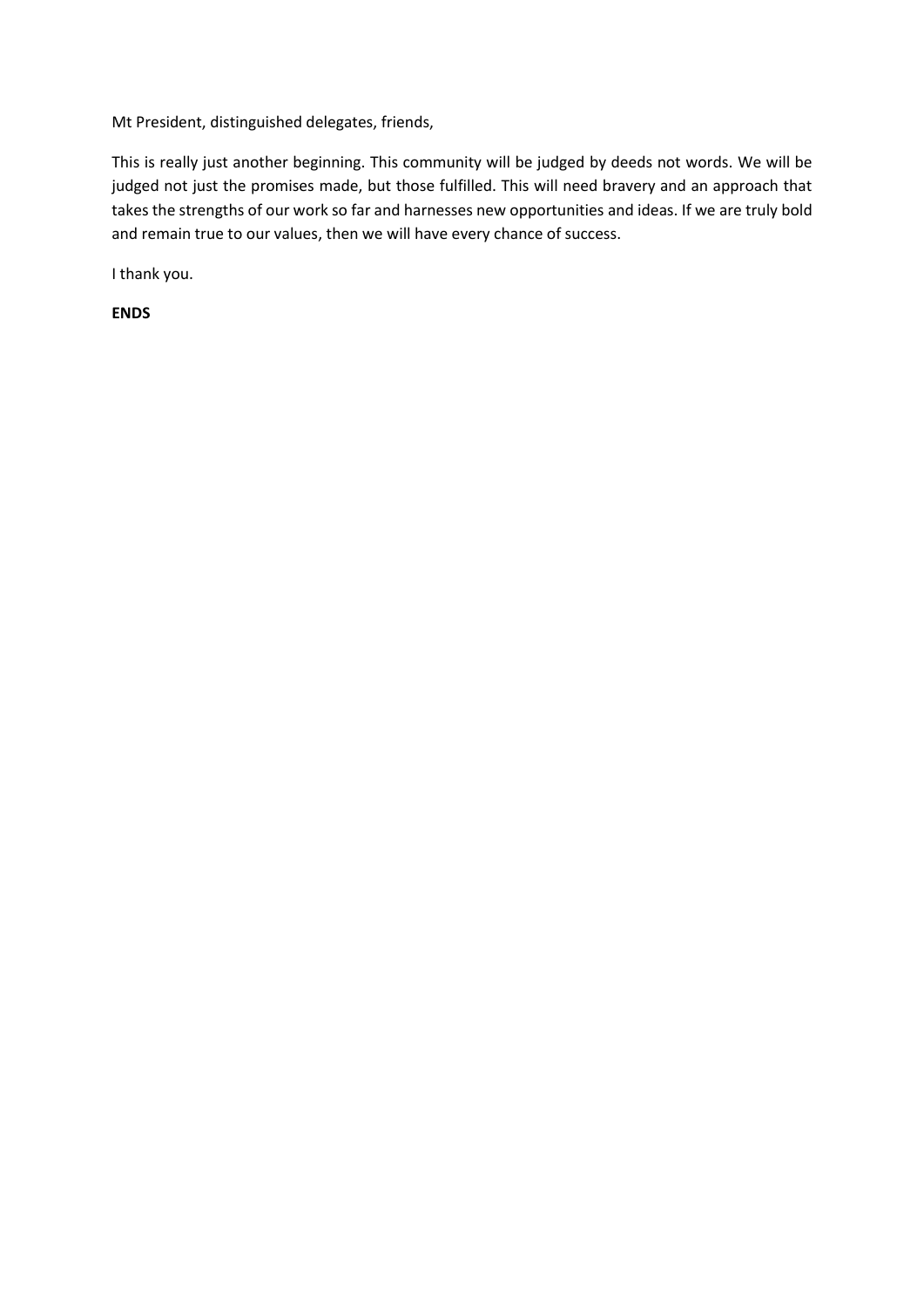Mt President, distinguished delegates, friends,

This is really just another beginning. This community will be judged by deeds not words. We will be judged not just the promises made, but those fulfilled. This will need bravery and an approach that takes the strengths of our work so far and harnesses new opportunities and ideas. If we are truly bold and remain true to our values, then we will have every chance of success.

I thank you.

**ENDS**